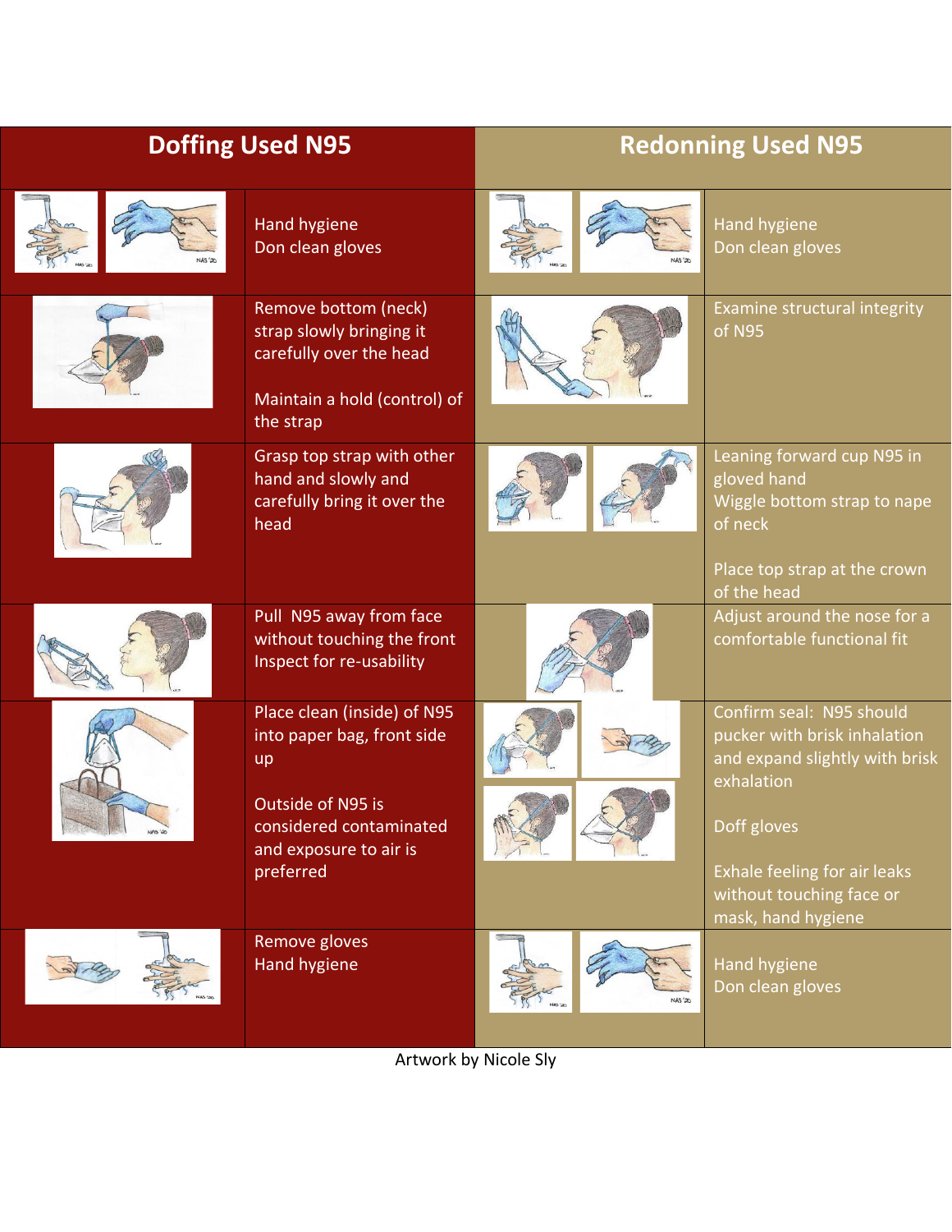| Doffing Used N95 | | Redonning Used N95 | |
|---|---|---|---|
| | Hand hygiene<br>Don clean gloves | | Hand hygiene<br>Don clean gloves |
| | Remove bottom (neck) strap slowly bringing it carefully over the head<br><br>Maintain a hold (control) of the strap | | Examine structural integrity of N95 |
| | Grasp top strap with other hand and slowly and carefully bring it over the head | | Leaning forward cup N95 in gloved hand<br>Wiggle bottom strap to nape of neck<br><br>Place top strap at the crown of the head |
| | Pull N95 away from face without touching the front<br>Inspect for re-usability | | Adjust around the nose for a comfortable functional fit |
| | Place clean (inside) of N95 into paper bag, front side up<br><br>Outside of N95 is considered contaminated and exposure to air is preferred | | Confirm seal: N95 should pucker with brisk inhalation and expand slightly with brisk exhalation<br><br>Doff gloves<br><br>Exhale feeling for air leaks without touching face or mask, hand hygiene |
| | Remove gloves<br>Hand hygiene | | Hand hygiene<br>Don clean gloves |

Artwork by Nicole Sly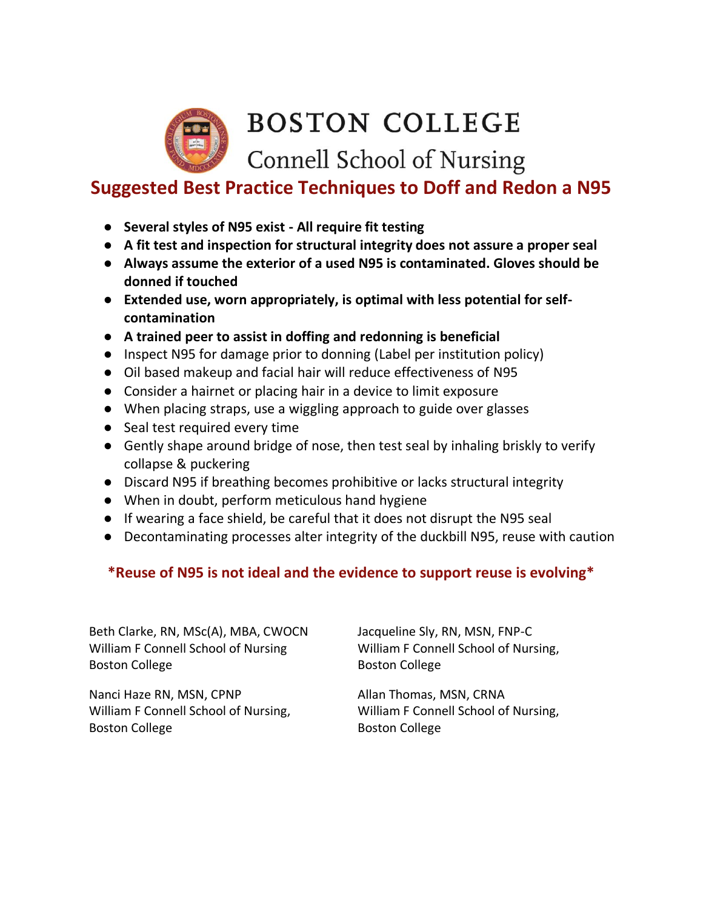# BOSTON COLLEGE

## Connell School of Nursing

## Suggested Best Practice Techniques to Doff and Redon a N95

- **Several styles of N95 exist - All require fit testing**
- **A fit test and inspection for structural integrity does not assure a proper seal**
- **Always assume the exterior of a used N95 is contaminated. Gloves should be donned if touched**
- **Extended use, worn appropriately, is optimal with less potential for self-contamination**
- **A trained peer to assist in doffing and redonning is beneficial**
- Inspect N95 for damage prior to donning (Label per institution policy)
- Oil based makeup and facial hair will reduce effectiveness of N95
- Consider a hairnet or placing hair in a device to limit exposure
- When placing straps, use a wiggling approach to guide over glasses
- Seal test required every time
- Gently shape around bridge of nose, then test seal by inhaling briskly to verify collapse & puckering
- Discard N95 if breathing becomes prohibitive or lacks structural integrity
- When in doubt, perform meticulous hand hygiene
- If wearing a face shield, be careful that it does not disrupt the N95 seal
- Decontaminating processes alter integrity of the duckbill N95, reuse with caution

**\*Reuse of N95 is not ideal and the evidence to support reuse is evolving\***

Beth Clarke, RN, MSc(A), MBA, CWOCN
William F Connell School of Nursing
Boston College

Jacqueline Sly, RN, MSN, FNP-C
William F Connell School of Nursing,
Boston College

Nanci Haze RN, MSN, CPNP
William F Connell School of Nursing,
Boston College

Allan Thomas, MSN, CRNA
William F Connell School of Nursing,
Boston College